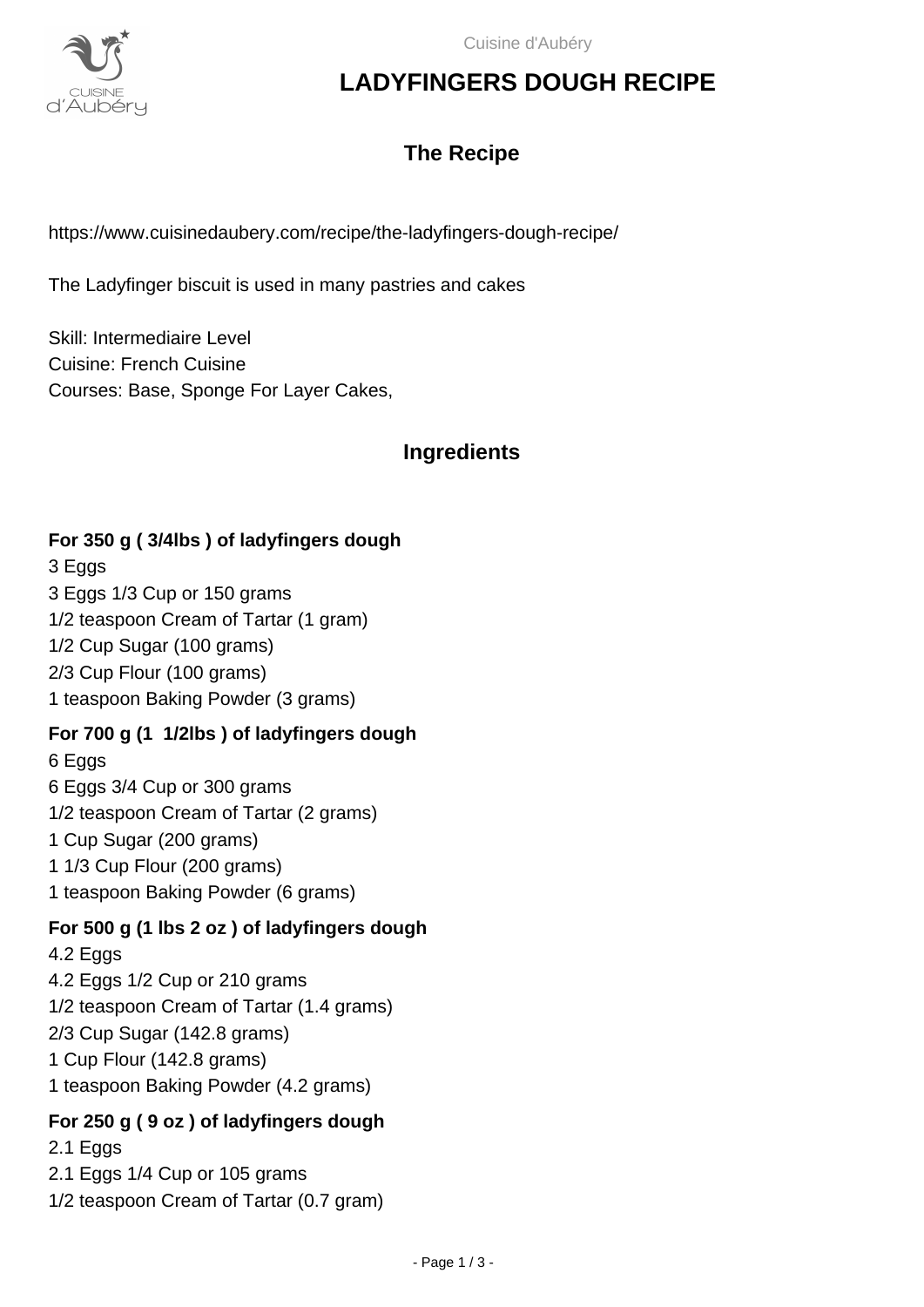# LADYFINGERS DOUGH RECIPE

## The Recipe

https://www.cuisinedaubery.com/recipe/the-ladyfingers-dough-recipe/

The Ladyfinger biscuit is used in many pastries and cakes

Skill: Intermediaire Level
Cuisine: French Cuisine
Courses: Base, Sponge For Layer Cakes,

## Ingredients

**For 350 g ( 3/4lbs ) of ladyfingers dough**

3 Eggs
3 Eggs 1/3 Cup or 150 grams
1/2 teaspoon Cream of Tartar (1 gram)
1/2 Cup Sugar (100 grams)
2/3 Cup Flour (100 grams)
1 teaspoon Baking Powder (3 grams)

**For 700 g (1 1/2lbs ) of ladyfingers dough**

6 Eggs
6 Eggs 3/4 Cup or 300 grams
1/2 teaspoon Cream of Tartar (2 grams)
1 Cup Sugar (200 grams)
1 1/3 Cup Flour (200 grams)
1 teaspoon Baking Powder (6 grams)

**For 500 g (1 lbs 2 oz ) of ladyfingers dough**

4.2 Eggs
4.2 Eggs 1/2 Cup or 210 grams
1/2 teaspoon Cream of Tartar (1.4 grams)
2/3 Cup Sugar (142.8 grams)
1 Cup Flour (142.8 grams)
1 teaspoon Baking Powder (4.2 grams)

**For 250 g ( 9 oz ) of ladyfingers dough**

2.1 Eggs
2.1 Eggs 1/4 Cup or 105 grams
1/2 teaspoon Cream of Tartar (0.7 gram)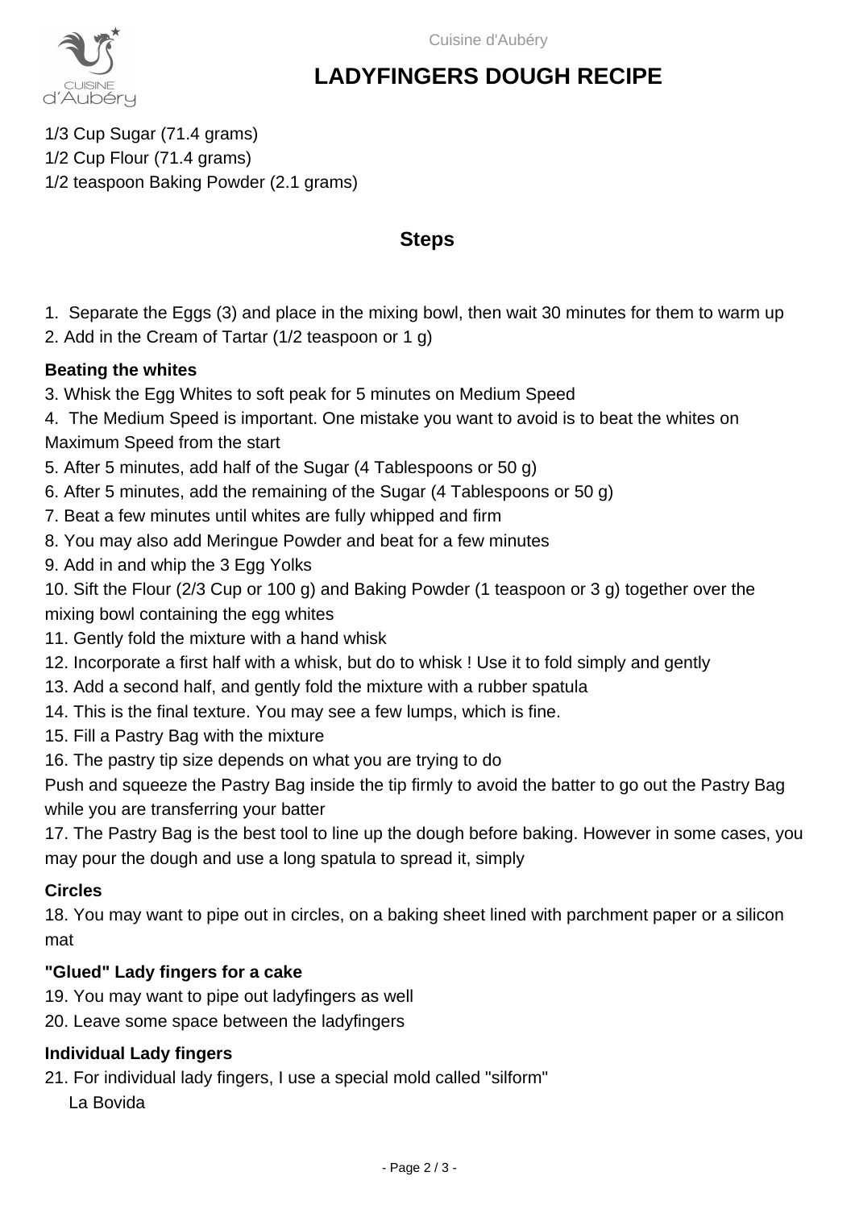# LADYFINGERS DOUGH RECIPE

1/3 Cup Sugar (71.4 grams)
1/2 Cup Flour (71.4 grams)
1/2 teaspoon Baking Powder (2.1 grams)

## Steps

1. Separate the Eggs (3) and place in the mixing bowl, then wait 30 minutes for them to warm up
2. Add in the Cream of Tartar (1/2 teaspoon or 1 g)

**Beating the whites**

3. Whisk the Egg Whites to soft peak for 5 minutes on Medium Speed
4. The Medium Speed is important. One mistake you want to avoid is to beat the whites on Maximum Speed from the start
5. After 5 minutes, add half of the Sugar (4 Tablespoons or 50 g)
6. After 5 minutes, add the remaining of the Sugar (4 Tablespoons or 50 g)
7. Beat a few minutes until whites are fully whipped and firm
8. You may also add Meringue Powder and beat for a few minutes
9. Add in and whip the 3 Egg Yolks
10. Sift the Flour (2/3 Cup or 100 g) and Baking Powder (1 teaspoon or 3 g) together over the mixing bowl containing the egg whites
11. Gently fold the mixture with a hand whisk
12. Incorporate a first half with a whisk, but do to whisk ! Use it to fold simply and gently
13. Add a second half, and gently fold the mixture with a rubber spatula
14. This is the final texture. You may see a few lumps, which is fine.
15. Fill a Pastry Bag with the mixture
16. The pastry tip size depends on what you are trying to do
Push and squeeze the Pastry Bag inside the tip firmly to avoid the batter to go out the Pastry Bag while you are transferring your batter
17. The Pastry Bag is the best tool to line up the dough before baking. However in some cases, you may pour the dough and use a long spatula to spread it, simply

**Circles**

18. You may want to pipe out in circles, on a baking sheet lined with parchment paper or a silicon mat

**"Glued" Lady fingers for a cake**

19. You may want to pipe out ladyfingers as well
20. Leave some space between the ladyfingers

**Individual Lady fingers**

21. For individual lady fingers, I use a special mold called "silform"
La Bovida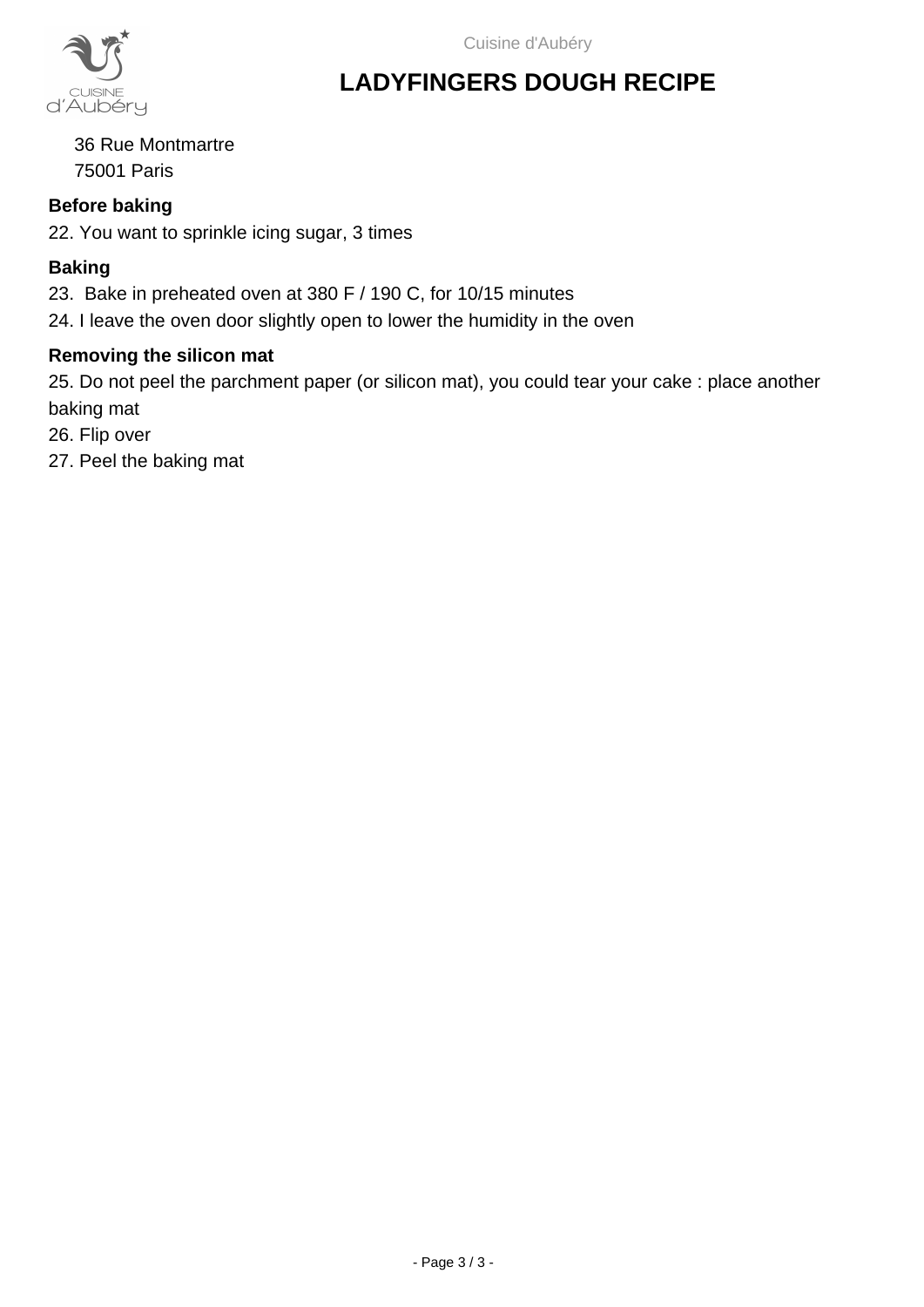# LADYFINGERS DOUGH RECIPE

36 Rue Montmartre
75001 Paris

**Before baking**

22. You want to sprinkle icing sugar, 3 times

**Baking**

23. Bake in preheated oven at 380 F / 190 C, for 10/15 minutes
24. I leave the oven door slightly open to lower the humidity in the oven

**Removing the silicon mat**

25. Do not peel the parchment paper (or silicon mat), you could tear your cake : place another baking mat
26. Flip over
27. Peel the baking mat